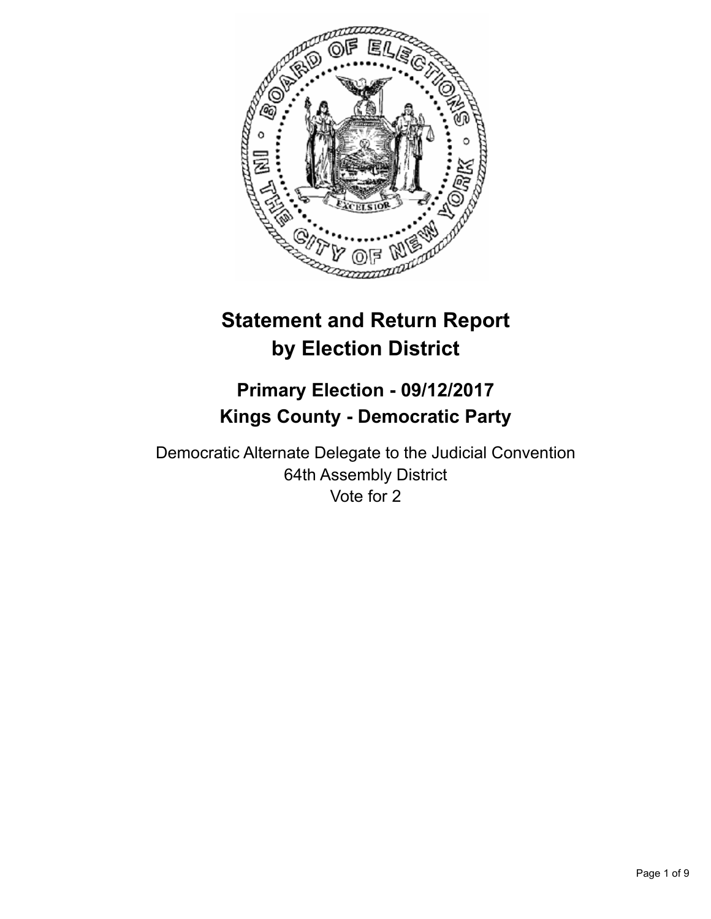# Statement and Return Report by Election District

## Primary Election - 09/12/2017
## Kings County - Democratic Party

Democratic Alternate Delegate to the Judicial Convention
64th Assembly District
Vote for 2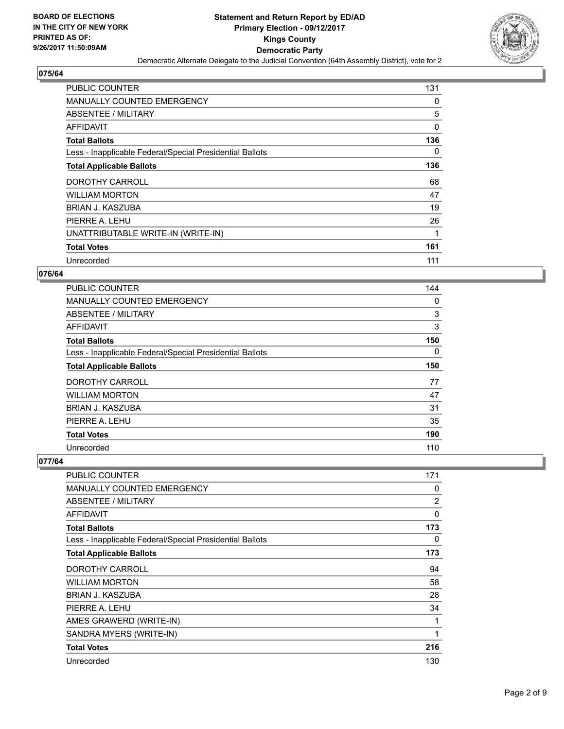## 075/64

| | |
|---|---|
| PUBLIC COUNTER | 131 |
| MANUALLY COUNTED EMERGENCY | 0 |
| ABSENTEE / MILITARY | 5 |
| AFFIDAVIT | 0 |
| **Total Ballots** | **136** |
| Less - Inapplicable Federal/Special Presidential Ballots | 0 |
| **Total Applicable Ballots** | **136** |
| DOROTHY CARROLL | 68 |
| WILLIAM MORTON | 47 |
| BRIAN J. KASZUBA | 19 |
| PIERRE A. LEHU | 26 |
| UNATTRIBUTABLE WRITE-IN (WRITE-IN) | 1 |
| **Total Votes** | **161** |
| Unrecorded | 111 |

## 076/64

| | |
|---|---|
| PUBLIC COUNTER | 144 |
| MANUALLY COUNTED EMERGENCY | 0 |
| ABSENTEE / MILITARY | 3 |
| AFFIDAVIT | 3 |
| **Total Ballots** | **150** |
| Less - Inapplicable Federal/Special Presidential Ballots | 0 |
| **Total Applicable Ballots** | **150** |
| DOROTHY CARROLL | 77 |
| WILLIAM MORTON | 47 |
| BRIAN J. KASZUBA | 31 |
| PIERRE A. LEHU | 35 |
| **Total Votes** | **190** |
| Unrecorded | 110 |

## 077/64

| | |
|---|---|
| PUBLIC COUNTER | 171 |
| MANUALLY COUNTED EMERGENCY | 0 |
| ABSENTEE / MILITARY | 2 |
| AFFIDAVIT | 0 |
| **Total Ballots** | **173** |
| Less - Inapplicable Federal/Special Presidential Ballots | 0 |
| **Total Applicable Ballots** | **173** |
| DOROTHY CARROLL | 94 |
| WILLIAM MORTON | 58 |
| BRIAN J. KASZUBA | 28 |
| PIERRE A. LEHU | 34 |
| AMES GRAWERD (WRITE-IN) | 1 |
| SANDRA MYERS (WRITE-IN) | 1 |
| **Total Votes** | **216** |
| Unrecorded | 130 |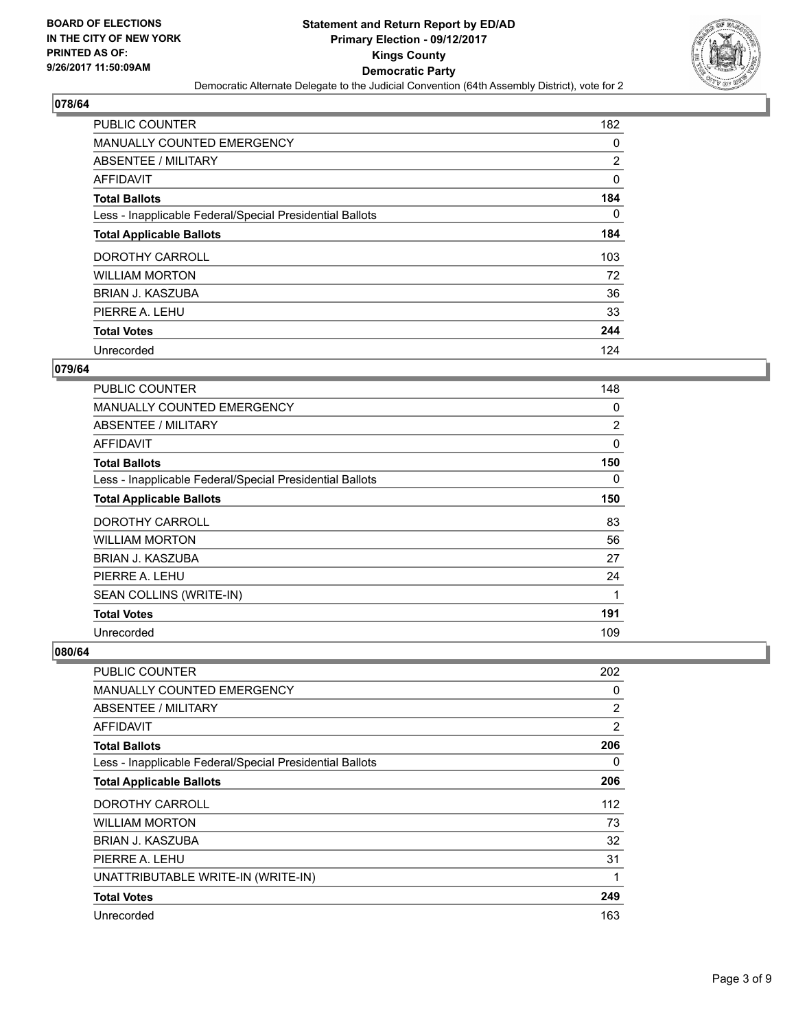## 078/64

| | |
|---|---|
| PUBLIC COUNTER | 182 |
| MANUALLY COUNTED EMERGENCY | 0 |
| ABSENTEE / MILITARY | 2 |
| AFFIDAVIT | 0 |
| **Total Ballots** | **184** |
| Less - Inapplicable Federal/Special Presidential Ballots | 0 |
| **Total Applicable Ballots** | **184** |
| DOROTHY CARROLL | 103 |
| WILLIAM MORTON | 72 |
| BRIAN J. KASZUBA | 36 |
| PIERRE A. LEHU | 33 |
| **Total Votes** | **244** |
| Unrecorded | 124 |

## 079/64

| | |
|---|---|
| PUBLIC COUNTER | 148 |
| MANUALLY COUNTED EMERGENCY | 0 |
| ABSENTEE / MILITARY | 2 |
| AFFIDAVIT | 0 |
| **Total Ballots** | **150** |
| Less - Inapplicable Federal/Special Presidential Ballots | 0 |
| **Total Applicable Ballots** | **150** |
| DOROTHY CARROLL | 83 |
| WILLIAM MORTON | 56 |
| BRIAN J. KASZUBA | 27 |
| PIERRE A. LEHU | 24 |
| SEAN COLLINS (WRITE-IN) | 1 |
| **Total Votes** | **191** |
| Unrecorded | 109 |

## 080/64

| | |
|---|---|
| PUBLIC COUNTER | 202 |
| MANUALLY COUNTED EMERGENCY | 0 |
| ABSENTEE / MILITARY | 2 |
| AFFIDAVIT | 2 |
| **Total Ballots** | **206** |
| Less - Inapplicable Federal/Special Presidential Ballots | 0 |
| **Total Applicable Ballots** | **206** |
| DOROTHY CARROLL | 112 |
| WILLIAM MORTON | 73 |
| BRIAN J. KASZUBA | 32 |
| PIERRE A. LEHU | 31 |
| UNATTRIBUTABLE WRITE-IN (WRITE-IN) | 1 |
| **Total Votes** | **249** |
| Unrecorded | 163 |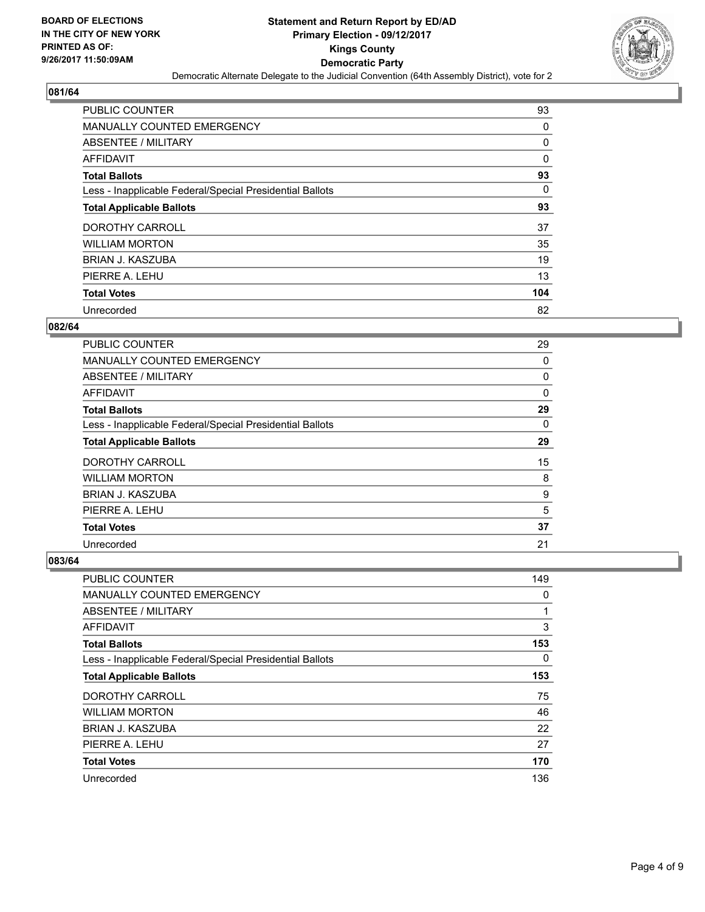**BOARD OF ELECTIONS IN THE CITY OF NEW YORK PRINTED AS OF: 9/26/2017 11:50:09AM**

# Statement and Return Report by ED/AD
## Primary Election - 09/12/2017
## Kings County
## Democratic Party
### Democratic Alternate Delegate to the Judicial Convention (64th Assembly District), vote for 2

### 081/64

| | |
|---|---|
| PUBLIC COUNTER | 93 |
| MANUALLY COUNTED EMERGENCY | 0 |
| ABSENTEE / MILITARY | 0 |
| AFFIDAVIT | 0 |
| **Total Ballots** | **93** |
| Less - Inapplicable Federal/Special Presidential Ballots | 0 |
| **Total Applicable Ballots** | **93** |
| DOROTHY CARROLL | 37 |
| WILLIAM MORTON | 35 |
| BRIAN J. KASZUBA | 19 |
| PIERRE A. LEHU | 13 |
| **Total Votes** | **104** |
| Unrecorded | 82 |

### 082/64

| | |
|---|---|
| PUBLIC COUNTER | 29 |
| MANUALLY COUNTED EMERGENCY | 0 |
| ABSENTEE / MILITARY | 0 |
| AFFIDAVIT | 0 |
| **Total Ballots** | **29** |
| Less - Inapplicable Federal/Special Presidential Ballots | 0 |
| **Total Applicable Ballots** | **29** |
| DOROTHY CARROLL | 15 |
| WILLIAM MORTON | 8 |
| BRIAN J. KASZUBA | 9 |
| PIERRE A. LEHU | 5 |
| **Total Votes** | **37** |
| Unrecorded | 21 |

### 083/64

| | |
|---|---|
| PUBLIC COUNTER | 149 |
| MANUALLY COUNTED EMERGENCY | 0 |
| ABSENTEE / MILITARY | 1 |
| AFFIDAVIT | 3 |
| **Total Ballots** | **153** |
| Less - Inapplicable Federal/Special Presidential Ballots | 0 |
| **Total Applicable Ballots** | **153** |
| DOROTHY CARROLL | 75 |
| WILLIAM MORTON | 46 |
| BRIAN J. KASZUBA | 22 |
| PIERRE A. LEHU | 27 |
| **Total Votes** | **170** |
| Unrecorded | 136 |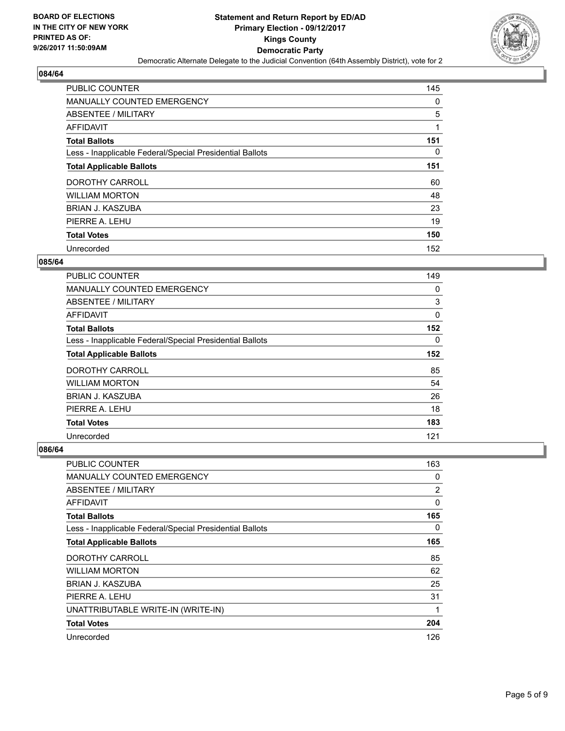**BOARD OF ELECTIONS IN THE CITY OF NEW YORK PRINTED AS OF: 9/26/2017 11:50:09AM**

# Statement and Return Report by ED/AD
## Primary Election - 09/12/2017
## Kings County
## Democratic Party
### Democratic Alternate Delegate to the Judicial Convention (64th Assembly District), vote for 2

### 084/64

| | |
|---|---|
| PUBLIC COUNTER | 145 |
| MANUALLY COUNTED EMERGENCY | 0 |
| ABSENTEE / MILITARY | 5 |
| AFFIDAVIT | 1 |
| **Total Ballots** | **151** |
| Less - Inapplicable Federal/Special Presidential Ballots | 0 |
| **Total Applicable Ballots** | **151** |
| DOROTHY CARROLL | 60 |
| WILLIAM MORTON | 48 |
| BRIAN J. KASZUBA | 23 |
| PIERRE A. LEHU | 19 |
| **Total Votes** | **150** |
| Unrecorded | 152 |

### 085/64

| | |
|---|---|
| PUBLIC COUNTER | 149 |
| MANUALLY COUNTED EMERGENCY | 0 |
| ABSENTEE / MILITARY | 3 |
| AFFIDAVIT | 0 |
| **Total Ballots** | **152** |
| Less - Inapplicable Federal/Special Presidential Ballots | 0 |
| **Total Applicable Ballots** | **152** |
| DOROTHY CARROLL | 85 |
| WILLIAM MORTON | 54 |
| BRIAN J. KASZUBA | 26 |
| PIERRE A. LEHU | 18 |
| **Total Votes** | **183** |
| Unrecorded | 121 |

### 086/64

| | |
|---|---|
| PUBLIC COUNTER | 163 |
| MANUALLY COUNTED EMERGENCY | 0 |
| ABSENTEE / MILITARY | 2 |
| AFFIDAVIT | 0 |
| **Total Ballots** | **165** |
| Less - Inapplicable Federal/Special Presidential Ballots | 0 |
| **Total Applicable Ballots** | **165** |
| DOROTHY CARROLL | 85 |
| WILLIAM MORTON | 62 |
| BRIAN J. KASZUBA | 25 |
| PIERRE A. LEHU | 31 |
| UNATTRIBUTABLE WRITE-IN (WRITE-IN) | 1 |
| **Total Votes** | **204** |
| Unrecorded | 126 |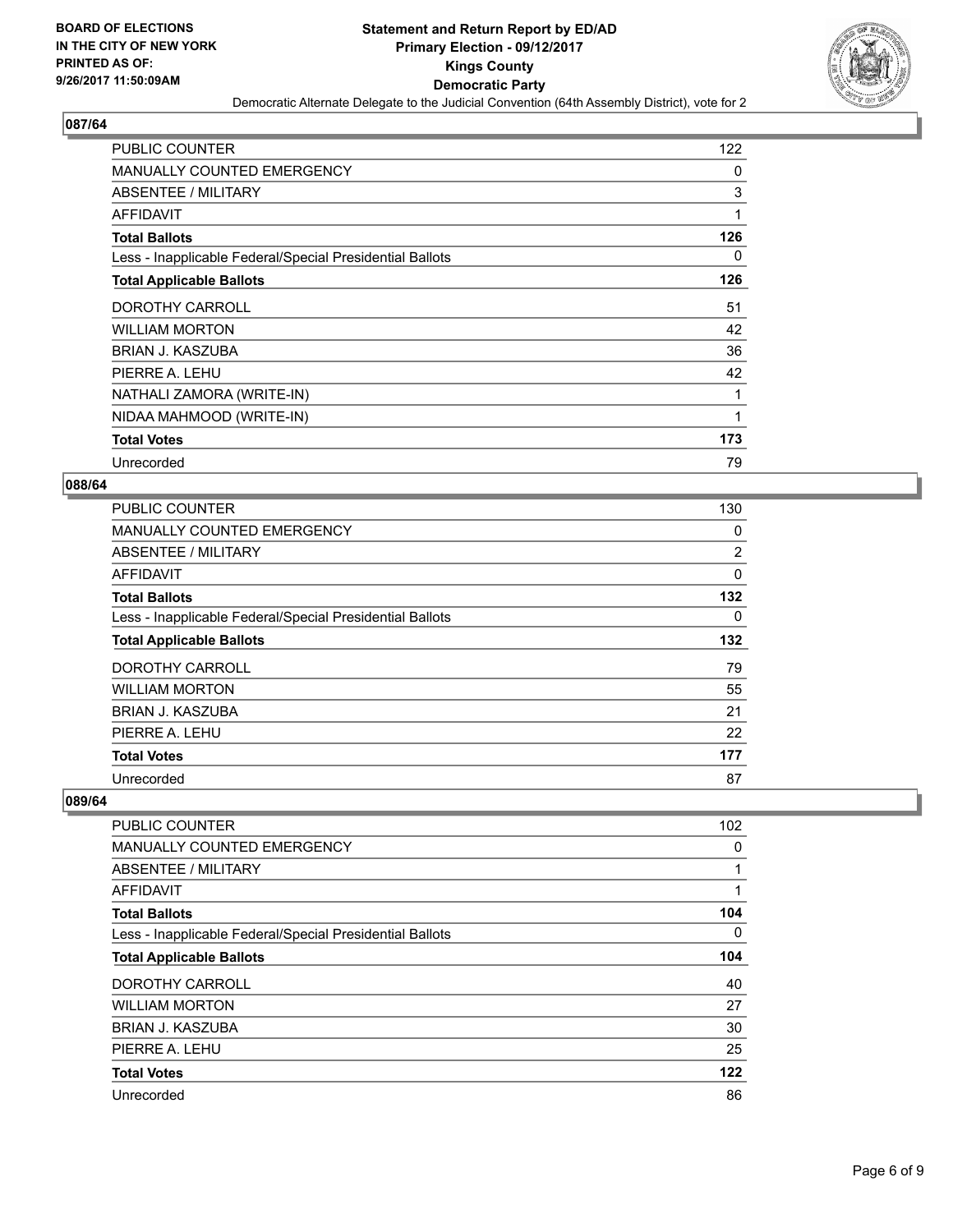BOARD OF ELECTIONS
IN THE CITY OF NEW YORK
PRINTED AS OF:
9/26/2017 11:50:09AM

**Statement and Return Report by ED/AD**
**Primary Election - 09/12/2017**
**Kings County**
**Democratic Party**
Democratic Alternate Delegate to the Judicial Convention (64th Assembly District), vote for 2

## 087/64

| | |
|---|---|
| PUBLIC COUNTER | 122 |
| MANUALLY COUNTED EMERGENCY | 0 |
| ABSENTEE / MILITARY | 3 |
| AFFIDAVIT | 1 |
| **Total Ballots** | **126** |
| Less - Inapplicable Federal/Special Presidential Ballots | 0 |
| **Total Applicable Ballots** | **126** |
| DOROTHY CARROLL | 51 |
| WILLIAM MORTON | 42 |
| BRIAN J. KASZUBA | 36 |
| PIERRE A. LEHU | 42 |
| NATHALI ZAMORA (WRITE-IN) | 1 |
| NIDAA MAHMOOD (WRITE-IN) | 1 |
| **Total Votes** | **173** |
| Unrecorded | 79 |

## 088/64

| | |
|---|---|
| PUBLIC COUNTER | 130 |
| MANUALLY COUNTED EMERGENCY | 0 |
| ABSENTEE / MILITARY | 2 |
| AFFIDAVIT | 0 |
| **Total Ballots** | **132** |
| Less - Inapplicable Federal/Special Presidential Ballots | 0 |
| **Total Applicable Ballots** | **132** |
| DOROTHY CARROLL | 79 |
| WILLIAM MORTON | 55 |
| BRIAN J. KASZUBA | 21 |
| PIERRE A. LEHU | 22 |
| **Total Votes** | **177** |
| Unrecorded | 87 |

## 089/64

| | |
|---|---|
| PUBLIC COUNTER | 102 |
| MANUALLY COUNTED EMERGENCY | 0 |
| ABSENTEE / MILITARY | 1 |
| AFFIDAVIT | 1 |
| **Total Ballots** | **104** |
| Less - Inapplicable Federal/Special Presidential Ballots | 0 |
| **Total Applicable Ballots** | **104** |
| DOROTHY CARROLL | 40 |
| WILLIAM MORTON | 27 |
| BRIAN J. KASZUBA | 30 |
| PIERRE A. LEHU | 25 |
| **Total Votes** | **122** |
| Unrecorded | 86 |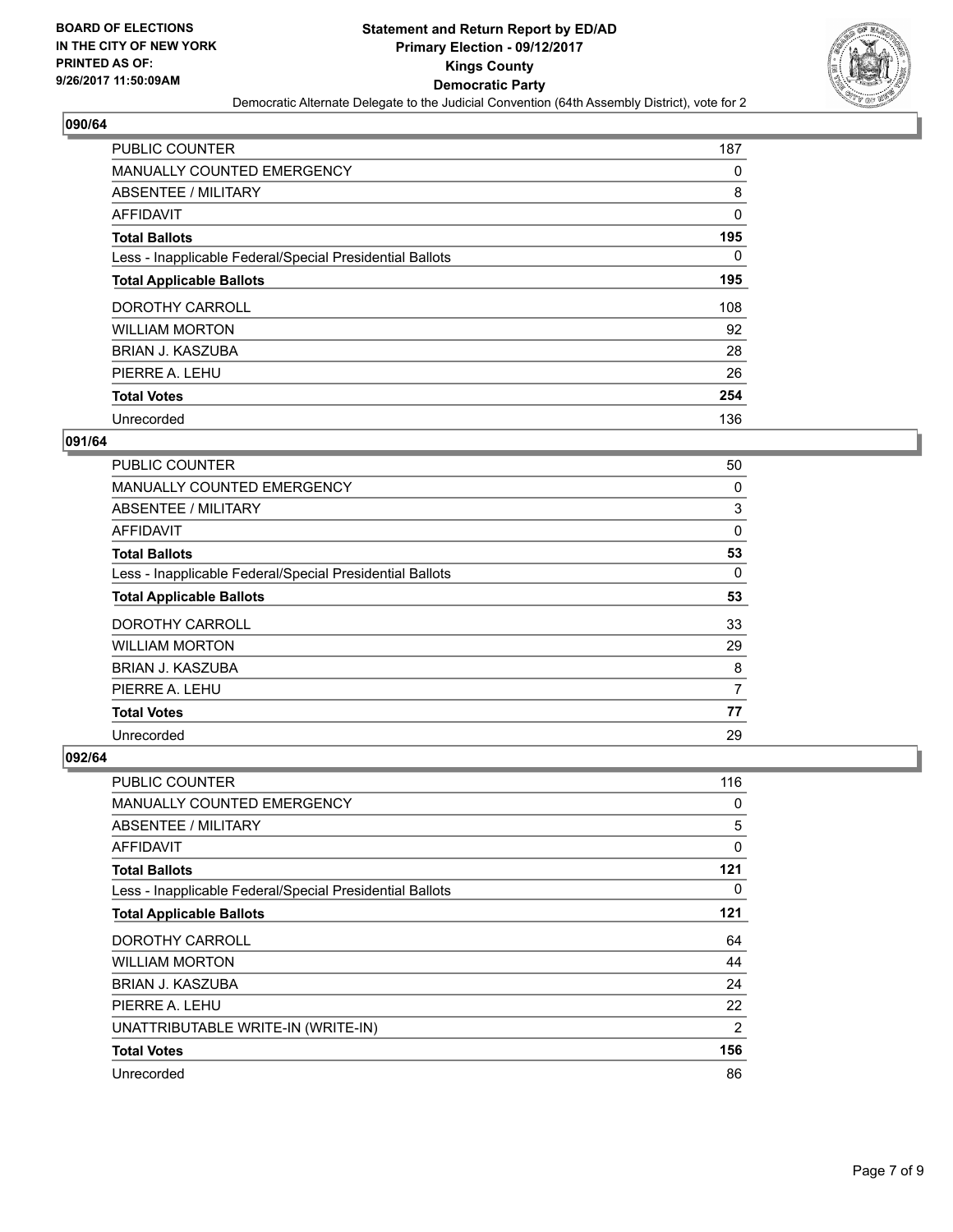**BOARD OF ELECTIONS IN THE CITY OF NEW YORK PRINTED AS OF: 9/26/2017 11:50:09AM**

# Statement and Return Report by ED/AD
## Primary Election - 09/12/2017
## Kings County
## Democratic Party
### Democratic Alternate Delegate to the Judicial Convention (64th Assembly District), vote for 2

**090/64**

| | |
|---|---|
| PUBLIC COUNTER | 187 |
| MANUALLY COUNTED EMERGENCY | 0 |
| ABSENTEE / MILITARY | 8 |
| AFFIDAVIT | 0 |
| **Total Ballots** | **195** |
| Less - Inapplicable Federal/Special Presidential Ballots | 0 |
| **Total Applicable Ballots** | **195** |
| DOROTHY CARROLL | 108 |
| WILLIAM MORTON | 92 |
| BRIAN J. KASZUBA | 28 |
| PIERRE A. LEHU | 26 |
| **Total Votes** | **254** |
| Unrecorded | 136 |

**091/64**

| | |
|---|---|
| PUBLIC COUNTER | 50 |
| MANUALLY COUNTED EMERGENCY | 0 |
| ABSENTEE / MILITARY | 3 |
| AFFIDAVIT | 0 |
| **Total Ballots** | **53** |
| Less - Inapplicable Federal/Special Presidential Ballots | 0 |
| **Total Applicable Ballots** | **53** |
| DOROTHY CARROLL | 33 |
| WILLIAM MORTON | 29 |
| BRIAN J. KASZUBA | 8 |
| PIERRE A. LEHU | 7 |
| **Total Votes** | **77** |
| Unrecorded | 29 |

**092/64**

| | |
|---|---|
| PUBLIC COUNTER | 116 |
| MANUALLY COUNTED EMERGENCY | 0 |
| ABSENTEE / MILITARY | 5 |
| AFFIDAVIT | 0 |
| **Total Ballots** | **121** |
| Less - Inapplicable Federal/Special Presidential Ballots | 0 |
| **Total Applicable Ballots** | **121** |
| DOROTHY CARROLL | 64 |
| WILLIAM MORTON | 44 |
| BRIAN J. KASZUBA | 24 |
| PIERRE A. LEHU | 22 |
| UNATTRIBUTABLE WRITE-IN (WRITE-IN) | 2 |
| **Total Votes** | **156** |
| Unrecorded | 86 |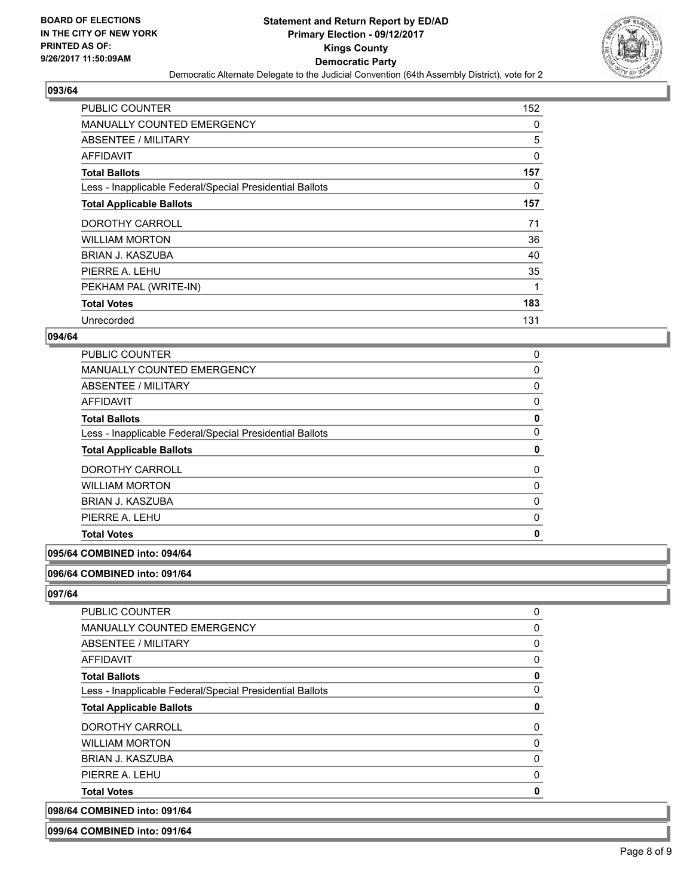**Statement and Return Report by ED/AD**
**Primary Election - 09/12/2017**
**Kings County**
**Democratic Party**
Democratic Alternate Delegate to the Judicial Convention (64th Assembly District), vote for 2

BOARD OF ELECTIONS
IN THE CITY OF NEW YORK
PRINTED AS OF:
9/26/2017 11:50:09AM

### 093/64

| | |
|---|---|
| PUBLIC COUNTER | 152 |
| MANUALLY COUNTED EMERGENCY | 0 |
| ABSENTEE / MILITARY | 5 |
| AFFIDAVIT | 0 |
| **Total Ballots** | **157** |
| Less - Inapplicable Federal/Special Presidential Ballots | 0 |
| **Total Applicable Ballots** | **157** |
| DOROTHY CARROLL | 71 |
| WILLIAM MORTON | 36 |
| BRIAN J. KASZUBA | 40 |
| PIERRE A. LEHU | 35 |
| PEKHAM PAL (WRITE-IN) | 1 |
| **Total Votes** | **183** |
| Unrecorded | 131 |

### 094/64

| | |
|---|---|
| PUBLIC COUNTER | 0 |
| MANUALLY COUNTED EMERGENCY | 0 |
| ABSENTEE / MILITARY | 0 |
| AFFIDAVIT | 0 |
| **Total Ballots** | **0** |
| Less - Inapplicable Federal/Special Presidential Ballots | 0 |
| **Total Applicable Ballots** | **0** |
| DOROTHY CARROLL | 0 |
| WILLIAM MORTON | 0 |
| BRIAN J. KASZUBA | 0 |
| PIERRE A. LEHU | 0 |
| **Total Votes** | **0** |

### 095/64 COMBINED into: 094/64

### 096/64 COMBINED into: 091/64

### 097/64

| | |
|---|---|
| PUBLIC COUNTER | 0 |
| MANUALLY COUNTED EMERGENCY | 0 |
| ABSENTEE / MILITARY | 0 |
| AFFIDAVIT | 0 |
| **Total Ballots** | **0** |
| Less - Inapplicable Federal/Special Presidential Ballots | 0 |
| **Total Applicable Ballots** | **0** |
| DOROTHY CARROLL | 0 |
| WILLIAM MORTON | 0 |
| BRIAN J. KASZUBA | 0 |
| PIERRE A. LEHU | 0 |
| **Total Votes** | **0** |

### 098/64 COMBINED into: 091/64

### 099/64 COMBINED into: 091/64